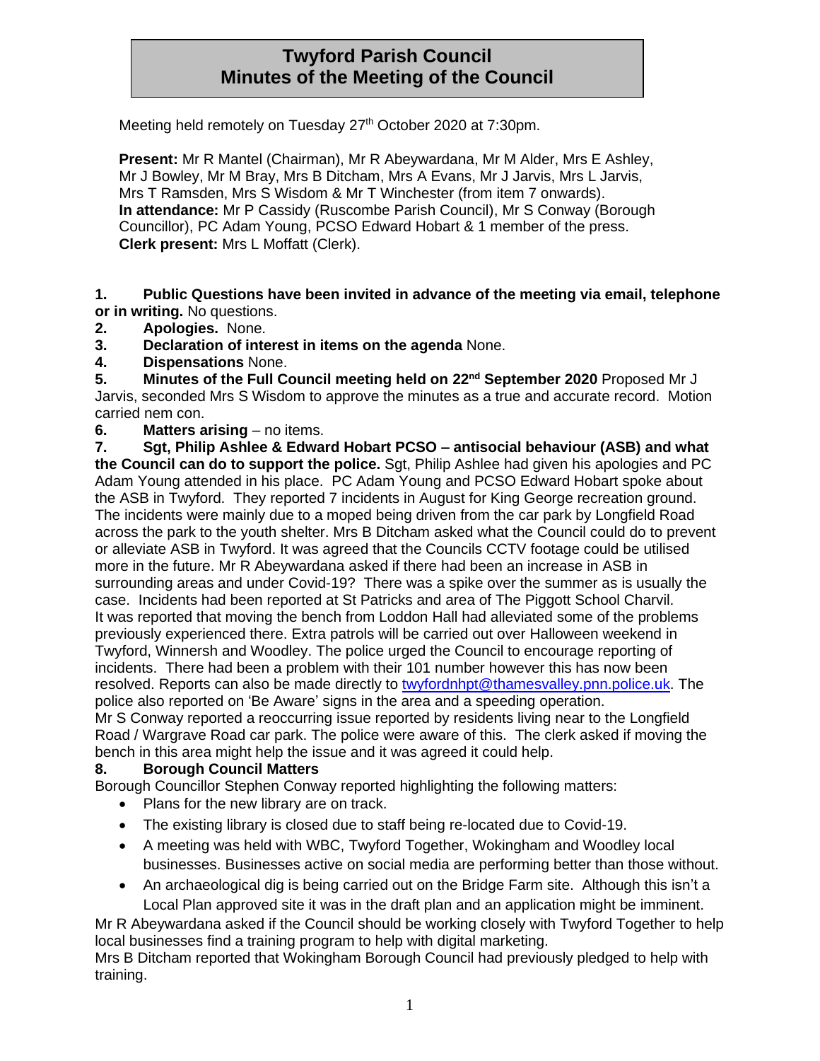# Twyford Parish Council
# Minutes of the Meeting of the Council

Meeting held remotely on Tuesday 27th October 2020 at 7:30pm.

**Present:** Mr R Mantel (Chairman), Mr R Abeywardana, Mr M Alder, Mrs E Ashley, Mr J Bowley, Mr M Bray, Mrs B Ditcham, Mrs A Evans, Mr J Jarvis, Mrs L Jarvis, Mrs T Ramsden, Mrs S Wisdom & Mr T Winchester (from item 7 onwards).
**In attendance:** Mr P Cassidy (Ruscombe Parish Council), Mr S Conway (Borough Councillor), PC Adam Young, PCSO Edward Hobart & 1 member of the press.
**Clerk present:** Mrs L Moffatt (Clerk).

**1. Public Questions have been invited in advance of the meeting via email, telephone or in writing.** No questions.

**2. Apologies.** None.

**3. Declaration of interest in items on the agenda** None.

**4. Dispensations** None.

**5. Minutes of the Full Council meeting held on 22nd September 2020** Proposed Mr J Jarvis, seconded Mrs S Wisdom to approve the minutes as a true and accurate record. Motion carried nem con.

**6. Matters arising** – no items.

**7. Sgt, Philip Ashlee & Edward Hobart PCSO – antisocial behaviour (ASB) and what the Council can do to support the police.** Sgt, Philip Ashlee had given his apologies and PC Adam Young attended in his place. PC Adam Young and PCSO Edward Hobart spoke about the ASB in Twyford. They reported 7 incidents in August for King George recreation ground. The incidents were mainly due to a moped being driven from the car park by Longfield Road across the park to the youth shelter. Mrs B Ditcham asked what the Council could do to prevent or alleviate ASB in Twyford. It was agreed that the Councils CCTV footage could be utilised more in the future. Mr R Abeywardana asked if there had been an increase in ASB in surrounding areas and under Covid-19? There was a spike over the summer as is usually the case. Incidents had been reported at St Patricks and area of The Piggott School Charvil. It was reported that moving the bench from Loddon Hall had alleviated some of the problems previously experienced there. Extra patrols will be carried out over Halloween weekend in Twyford, Winnersh and Woodley. The police urged the Council to encourage reporting of incidents. There had been a problem with their 101 number however this has now been resolved. Reports can also be made directly to twyfordnhpt@thamesvalley.pnn.police.uk. The police also reported on 'Be Aware' signs in the area and a speeding operation.
Mr S Conway reported a reoccurring issue reported by residents living near to the Longfield Road / Wargrave Road car park. The police were aware of this. The clerk asked if moving the bench in this area might help the issue and it was agreed it could help.

**8. Borough Council Matters**

Borough Councillor Stephen Conway reported highlighting the following matters:

- Plans for the new library are on track.
- The existing library is closed due to staff being re-located due to Covid-19.
- A meeting was held with WBC, Twyford Together, Wokingham and Woodley local businesses. Businesses active on social media are performing better than those without.
- An archaeological dig is being carried out on the Bridge Farm site. Although this isn't a Local Plan approved site it was in the draft plan and an application might be imminent.

Mr R Abeywardana asked if the Council should be working closely with Twyford Together to help local businesses find a training program to help with digital marketing.
Mrs B Ditcham reported that Wokingham Borough Council had previously pledged to help with training.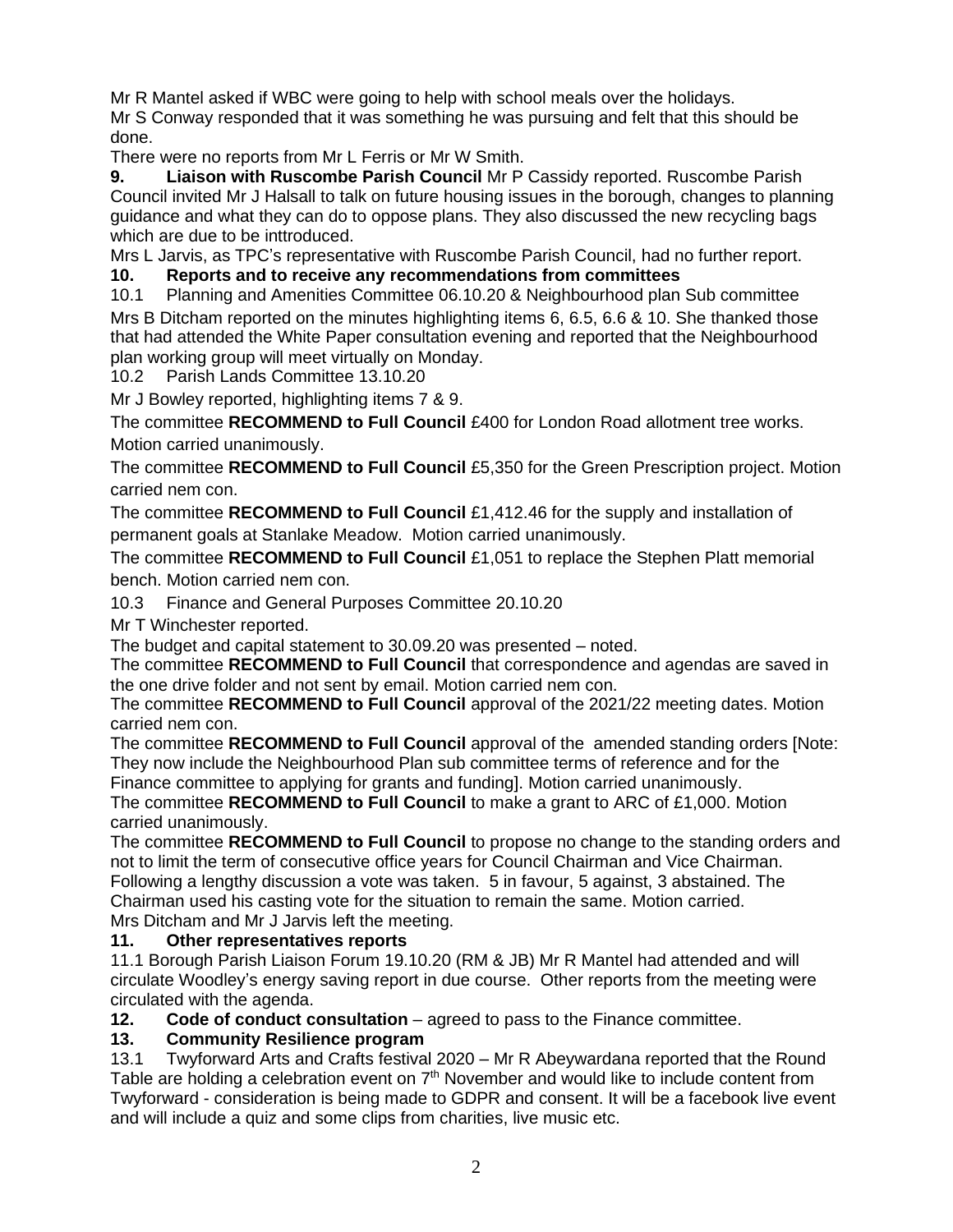Mr R Mantel asked if WBC were going to help with school meals over the holidays.
Mr S Conway responded that it was something he was pursuing and felt that this should be done.
There were no reports from Mr L Ferris or Mr W Smith.

**9. Liaison with Ruscombe Parish Council** Mr P Cassidy reported. Ruscombe Parish Council invited Mr J Halsall to talk on future housing issues in the borough, changes to planning guidance and what they can do to oppose plans. They also discussed the new recycling bags which are due to be inttroduced.
Mrs L Jarvis, as TPC's representative with Ruscombe Parish Council, had no further report.

**10. Reports and to receive any recommendations from committees**

10.1 Planning and Amenities Committee 06.10.20 & Neighbourhood plan Sub committee

Mrs B Ditcham reported on the minutes highlighting items 6, 6.5, 6.6 & 10. She thanked those that had attended the White Paper consultation evening and reported that the Neighbourhood plan working group will meet virtually on Monday.

10.2 Parish Lands Committee 13.10.20

Mr J Bowley reported, highlighting items 7 & 9.

The committee **RECOMMEND to Full Council** £400 for London Road allotment tree works. Motion carried unanimously.

The committee **RECOMMEND to Full Council** £5,350 for the Green Prescription project. Motion carried nem con.

The committee **RECOMMEND to Full Council** £1,412.46 for the supply and installation of permanent goals at Stanlake Meadow. Motion carried unanimously.

The committee **RECOMMEND to Full Council** £1,051 to replace the Stephen Platt memorial bench. Motion carried nem con.

10.3 Finance and General Purposes Committee 20.10.20

Mr T Winchester reported.

The budget and capital statement to 30.09.20 was presented – noted.

The committee **RECOMMEND to Full Council** that correspondence and agendas are saved in the one drive folder and not sent by email. Motion carried nem con.

The committee **RECOMMEND to Full Council** approval of the 2021/22 meeting dates. Motion carried nem con.

The committee **RECOMMEND to Full Council** approval of the amended standing orders [Note: They now include the Neighbourhood Plan sub committee terms of reference and for the Finance committee to applying for grants and funding]. Motion carried unanimously.

The committee **RECOMMEND to Full Council** to make a grant to ARC of £1,000. Motion carried unanimously.

The committee **RECOMMEND to Full Council** to propose no change to the standing orders and not to limit the term of consecutive office years for Council Chairman and Vice Chairman. Following a lengthy discussion a vote was taken. 5 in favour, 5 against, 3 abstained. The Chairman used his casting vote for the situation to remain the same. Motion carried.
Mrs Ditcham and Mr J Jarvis left the meeting.

**11. Other representatives reports**

11.1 Borough Parish Liaison Forum 19.10.20 (RM & JB) Mr R Mantel had attended and will circulate Woodley's energy saving report in due course. Other reports from the meeting were circulated with the agenda.

**12. Code of conduct consultation** – agreed to pass to the Finance committee.

**13. Community Resilience program**

13.1 Twyforward Arts and Crafts festival 2020 – Mr R Abeywardana reported that the Round Table are holding a celebration event on 7th November and would like to include content from Twyforward - consideration is being made to GDPR and consent. It will be a facebook live event and will include a quiz and some clips from charities, live music etc.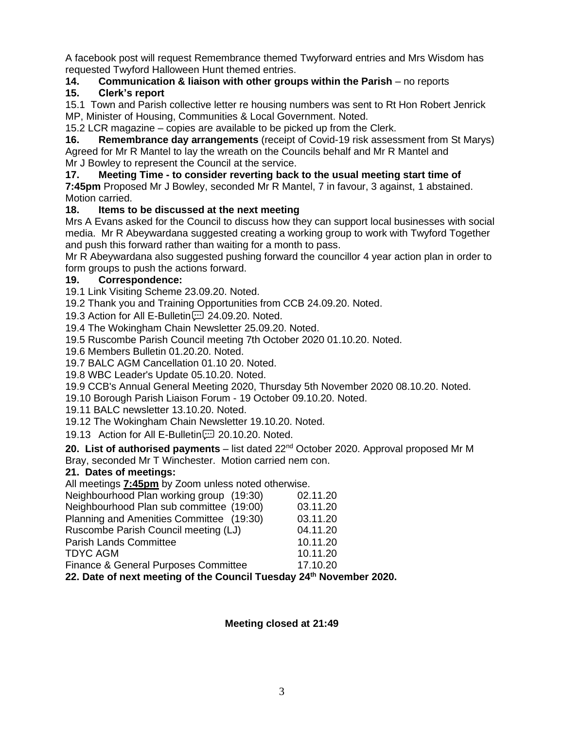A facebook post will request Remembrance themed Twyforward entries and Mrs Wisdom has requested Twyford Halloween Hunt themed entries.

**14. Communication & liaison with other groups within the Parish** – no reports

**15. Clerk's report**

15.1 Town and Parish collective letter re housing numbers was sent to Rt Hon Robert Jenrick MP, Minister of Housing, Communities & Local Government. Noted.

15.2 LCR magazine – copies are available to be picked up from the Clerk.

**16. Remembrance day arrangements** (receipt of Covid-19 risk assessment from St Marys) Agreed for Mr R Mantel to lay the wreath on the Councils behalf and Mr R Mantel and Mr J Bowley to represent the Council at the service.

**17. Meeting Time - to consider reverting back to the usual meeting start time of 7:45pm** Proposed Mr J Bowley, seconded Mr R Mantel, 7 in favour, 3 against, 1 abstained. Motion carried.

**18. Items to be discussed at the next meeting**

Mrs A Evans asked for the Council to discuss how they can support local businesses with social media. Mr R Abeywardana suggested creating a working group to work with Twyford Together and push this forward rather than waiting for a month to pass.

Mr R Abeywardana also suggested pushing forward the councillor 4 year action plan in order to form groups to push the actions forward.

**19. Correspondence:**

19.1 Link Visiting Scheme 23.09.20. Noted.

19.2 Thank you and Training Opportunities from CCB 24.09.20. Noted.

19.3 Action for All E-Bulletin 24.09.20. Noted.

19.4 The Wokingham Chain Newsletter 25.09.20. Noted.

19.5 Ruscombe Parish Council meeting 7th October 2020 01.10.20. Noted.

19.6 Members Bulletin 01.20.20. Noted.

19.7 BALC AGM Cancellation 01.10 20. Noted.

19.8 WBC Leader's Update 05.10.20. Noted.

19.9 CCB's Annual General Meeting 2020, Thursday 5th November 2020 08.10.20. Noted.

19.10 Borough Parish Liaison Forum - 19 October 09.10.20. Noted.

19.11 BALC newsletter 13.10.20. Noted.

19.12 The Wokingham Chain Newsletter 19.10.20. Noted.

19.13 Action for All E-Bulletin 20.10.20. Noted.

**20. List of authorised payments** – list dated 22nd October 2020. Approval proposed Mr M Bray, seconded Mr T Winchester. Motion carried nem con.

**21. Dates of meetings:**

All meetings **7:45pm** by Zoom unless noted otherwise.

| | |
|---|---|
| Neighbourhood Plan working group (19:30) | 02.11.20 |
| Neighbourhood Plan sub committee (19:00) | 03.11.20 |
| Planning and Amenities Committee (19:30) | 03.11.20 |
| Ruscombe Parish Council meeting (LJ) | 04.11.20 |
| Parish Lands Committee | 10.11.20 |
| TDYC AGM | 10.11.20 |
| Finance & General Purposes Committee | 17.10.20 |

**22. Date of next meeting of the Council Tuesday 24th November 2020.**

**Meeting closed at 21:49**